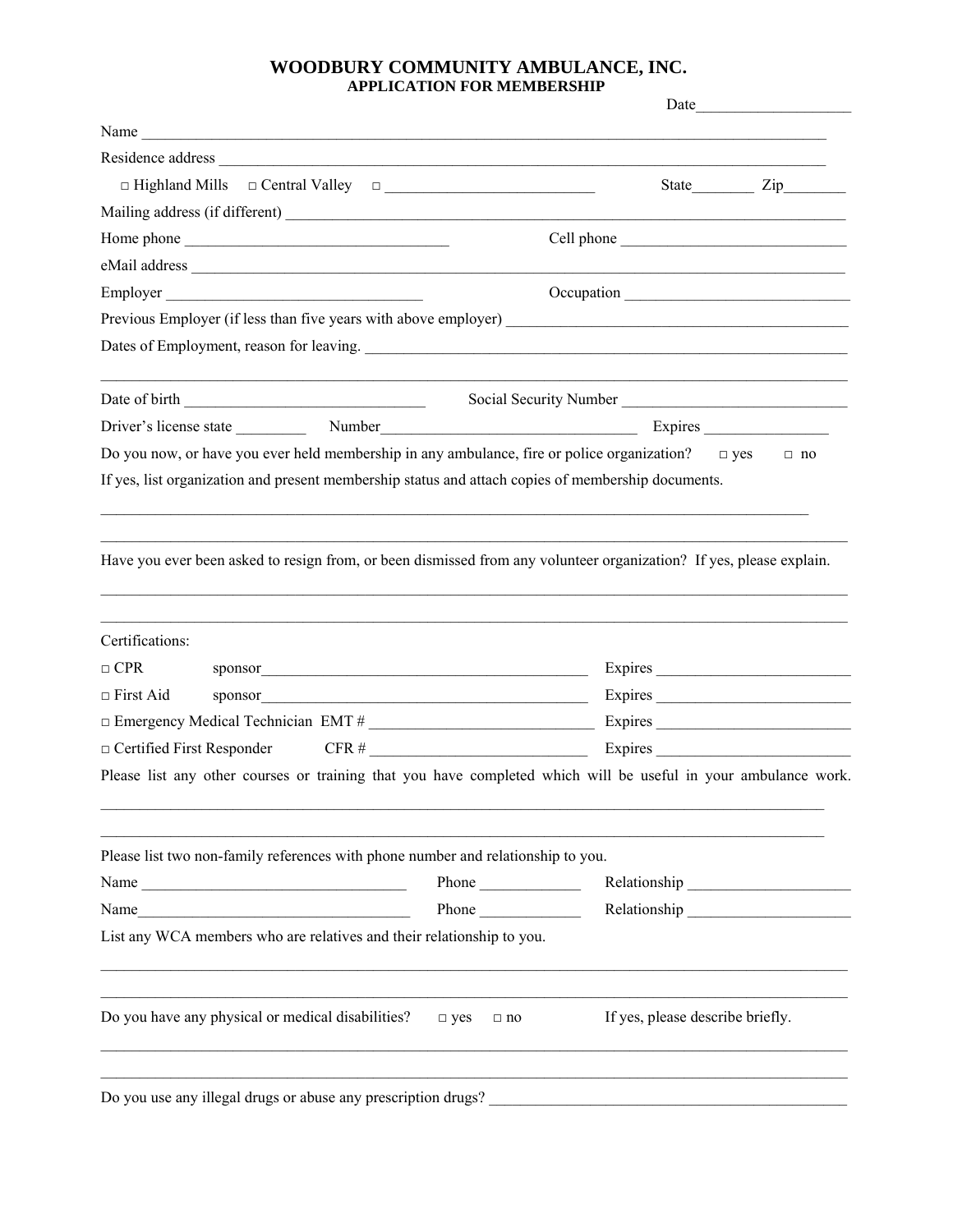# WOODBURY COMMUNITY AMBULANCE, INC.

## APPLICATION FOR MEMBERSHIP

Date____________________

Name ________________________________________________________________________________________

Residence address _____________________________________________________________________________

□ Highland Mills □ Central Valley □ ___________________________ State________ Zip________

Mailing address (if different) ___________________________________________________________________

Home phone __________________________________ Cell phone _____________________________

eMail address _________________________________________________________________________________

Employer ________________________________ Occupation ____________________________

Previous Employer (if less than five years with above employer) ______________________________________

Dates of Employment, reason for leaving. __________________________________________________________

_____________________________________________________________________________________________

Date of birth _______________________________ Social Security Number _____________________________

Driver's license state _________ Number_________________________________ Expires ________________

Do you now, or have you ever held membership in any ambulance, fire or police organization? □ yes □ no

If yes, list organization and present membership status and attach copies of membership documents.

_____________________________________________________________________________________________

_____________________________________________________________________________________________

Have you ever been asked to resign from, or been dismissed from any volunteer organization? If yes, please explain.

_____________________________________________________________________________________________

_____________________________________________________________________________________________

Certifications:

□ CPR sponsor___________________________________________ Expires ________________________

□ First Aid sponsor___________________________________________ Expires ________________________

□ Emergency Medical Technician EMT # _____________________________ Expires ________________________

□ Certified First Responder CFR # ____________________________ Expires ________________________

Please list any other courses or training that you have completed which will be useful in your ambulance work.

_____________________________________________________________________________________________

_____________________________________________________________________________________________

Please list two non-family references with phone number and relationship to you.

Name __________________________________ Phone _____________ Relationship _____________________

Name___________________________________ Phone _____________ Relationship _____________________

List any WCA members who are relatives and their relationship to you.

_____________________________________________________________________________________________

_____________________________________________________________________________________________

Do you have any physical or medical disabilities? □ yes □ no If yes, please describe briefly.

_____________________________________________________________________________________________

_____________________________________________________________________________________________

Do you use any illegal drugs or abuse any prescription drugs? ________________________________________________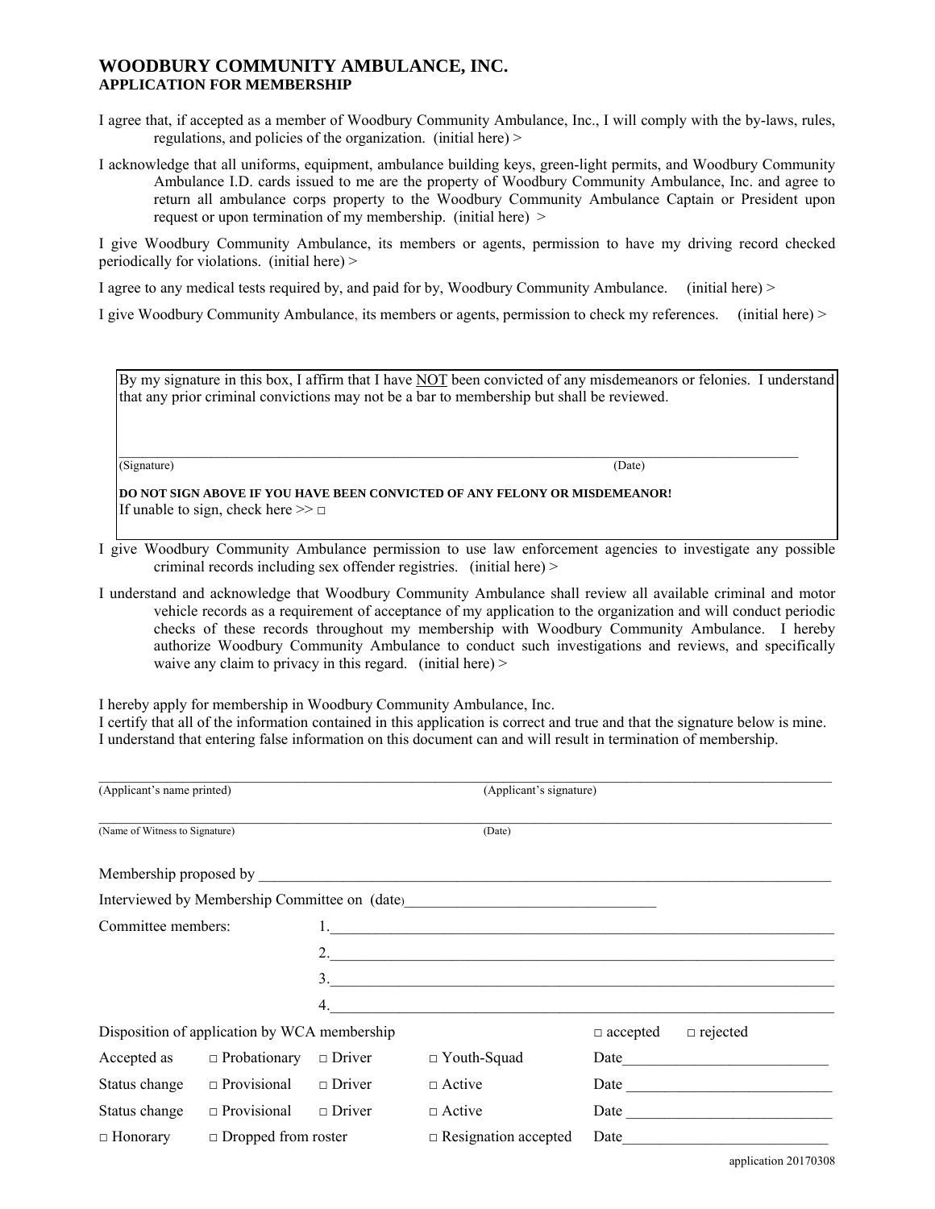# WOODBURY COMMUNITY AMBULANCE, INC.
## APPLICATION FOR MEMBERSHIP

I agree that, if accepted as a member of Woodbury Community Ambulance, Inc., I will comply with the by-laws, rules, regulations, and policies of the organization. (initial here) >

I acknowledge that all uniforms, equipment, ambulance building keys, green-light permits, and Woodbury Community Ambulance I.D. cards issued to me are the property of Woodbury Community Ambulance, Inc. and agree to return all ambulance corps property to the Woodbury Community Ambulance Captain or President upon request or upon termination of my membership. (initial here) >

I give Woodbury Community Ambulance, its members or agents, permission to have my driving record checked periodically for violations. (initial here) >

I agree to any medical tests required by, and paid for by, Woodbury Community Ambulance. (initial here) >

I give Woodbury Community Ambulance, its members or agents, permission to check my references. (initial here) >

---

By my signature in this box, I affirm that I have <u>NOT</u> been convicted of any misdemeanors or felonies. I understand that any prior criminal convictions may not be a bar to membership but shall be reviewed.

______________________________________________________________________________________

(Signature) (Date)

**DO NOT SIGN ABOVE IF YOU HAVE BEEN CONVICTED OF ANY FELONY OR MISDEMEANOR!**

If unable to sign, check here >> □

---

I give Woodbury Community Ambulance permission to use law enforcement agencies to investigate any possible criminal records including sex offender registries. (initial here) >

I understand and acknowledge that Woodbury Community Ambulance shall review all available criminal and motor vehicle records as a requirement of acceptance of my application to the organization and will conduct periodic checks of these records throughout my membership with Woodbury Community Ambulance. I hereby authorize Woodbury Community Ambulance to conduct such investigations and reviews, and specifically waive any claim to privacy in this regard. (initial here) >

I hereby apply for membership in Woodbury Community Ambulance, Inc.
I certify that all of the information contained in this application is correct and true and that the signature below is mine.
I understand that entering false information on this document can and will result in termination of membership.

______________________________________________________________________________________

(Applicant's name printed) (Applicant's signature)

______________________________________________________________________________________

(Name of Witness to Signature) (Date)

Membership proposed by ________________________________________________________________

Interviewed by Membership Committee on (date)________________________________

Committee members:

1.________________________________________________________________

2.________________________________________________________________

3.________________________________________________________________

4.________________________________________________________________

| | | | | |
|---|---|---|---|---|
| Disposition of application by WCA membership | | | | □ accepted □ rejected |
| Accepted as | □ Probationary | □ Driver | □ Youth-Squad | Date__________________________ |
| Status change | □ Provisional | □ Driver | □ Active | Date __________________________ |
| Status change | □ Provisional | □ Driver | □ Active | Date __________________________ |
| □ Honorary | □ Dropped from roster | | □ Resignation accepted | Date__________________________ |

application 20170308